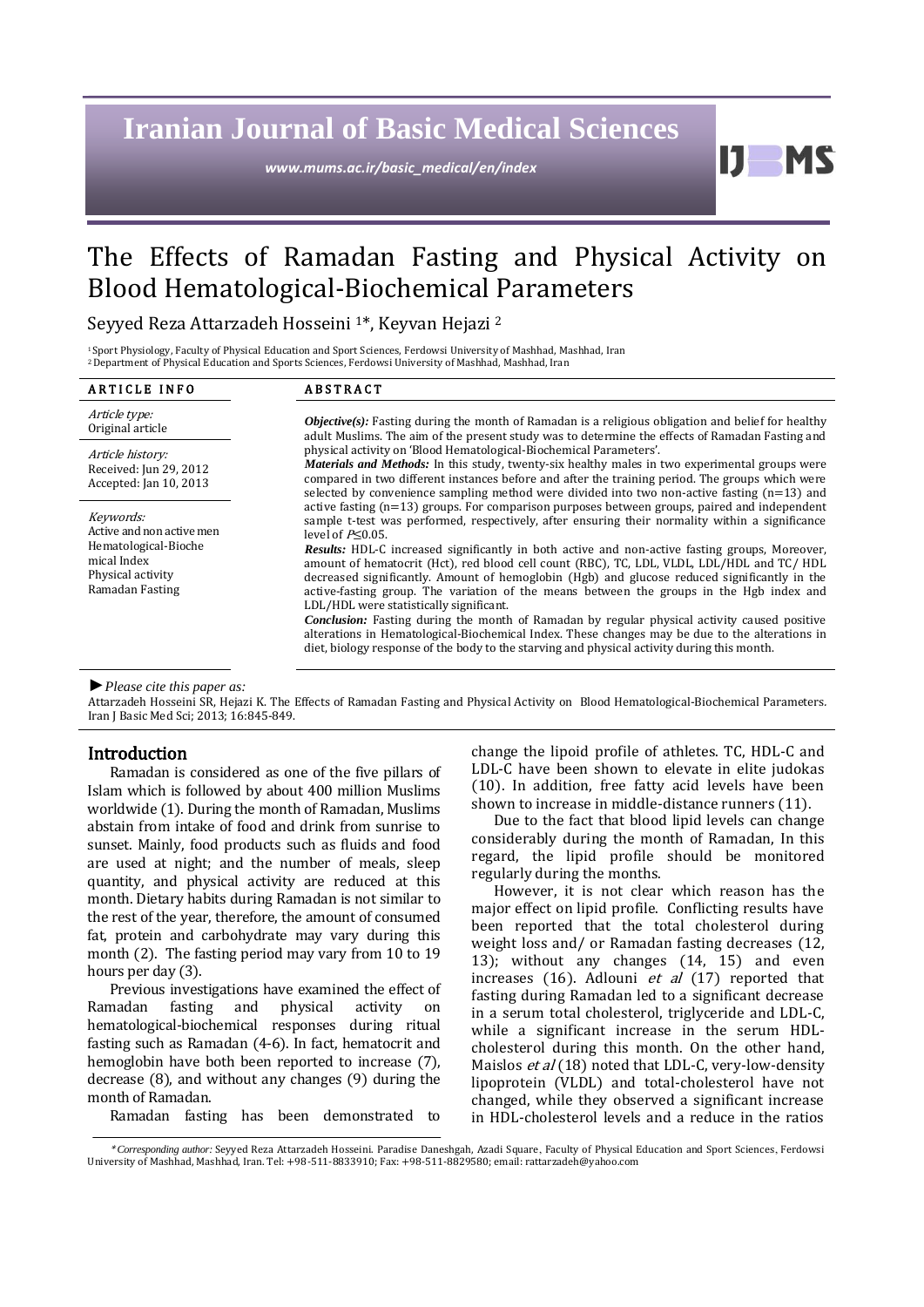# Iranian Journal of Basic Medical Sciences

*www.mums.ac.ir/basic_medical/en/index*

# The Effects of Ramadan Fasting and Physical Activity on Blood Hematological-Biochemical Parameters

Seyyed Reza Attarzadeh Hosseini [1]*, Keyvan Hejazi [2]

[1] Sport Physiology, Faculty of Physical Education and Sport Sciences, Ferdowsi University of Mashhad, Mashhad, Iran
[2] Department of Physical Education and Sports Sciences, Ferdowsi University of Mashhad, Mashhad, Iran

**ARTICLE INFO**

*Article type:*
Original article

*Article history:*
Received: Jun 29, 2012
Accepted: Jan 10, 2013

*Keywords:*
Active and non active men
Hematological-Biochemical Index
Physical activity
Ramadan Fasting

**ABSTRACT**

***Objective(s):*** Fasting during the month of Ramadan is a religious obligation and belief for healthy adult Muslims. The aim of the present study was to determine the effects of Ramadan Fasting and physical activity on 'Blood Hematological-Biochemical Parameters'.

***Materials and Methods:*** In this study, twenty-six healthy males in two experimental groups were compared in two different instances before and after the training period. The groups which were selected by convenience sampling method were divided into two non-active fasting (n=13) and active fasting (n=13) groups. For comparison purposes between groups, paired and independent sample t-test was performed, respectively, after ensuring their normality within a significance level of $P \leq 0.05$.

***Results:*** HDL-C increased significantly in both active and non-active fasting groups, Moreover, amount of hematocrit (Hct), red blood cell count (RBC), TC, LDL, VLDL, LDL/HDL and TC/ HDL decreased significantly. Amount of hemoglobin (Hgb) and glucose reduced significantly in the active-fasting group. The variation of the means between the groups in the Hgb index and LDL/HDL were statistically significant.

***Conclusion:*** Fasting during the month of Ramadan by regular physical activity caused positive alterations in Hematological-Biochemical Index. These changes may be due to the alterations in diet, biology response of the body to the starving and physical activity during this month.

► *Please cite this paper as:*

Attarzadeh Hosseini SR, Hejazi K. The Effects of Ramadan Fasting and Physical Activity on Blood Hematological-Biochemical Parameters. Iran J Basic Med Sci; 2013; 16:845-849.

## Introduction

Ramadan is considered as one of the five pillars of Islam which is followed by about 400 million Muslims worldwide (1). During the month of Ramadan, Muslims abstain from intake of food and drink from sunrise to sunset. Mainly, food products such as fluids and food are used at night; and the number of meals, sleep quantity, and physical activity are reduced at this month. Dietary habits during Ramadan is not similar to the rest of the year, therefore, the amount of consumed fat, protein and carbohydrate may vary during this month (2). The fasting period may vary from 10 to 19 hours per day (3).

Previous investigations have examined the effect of Ramadan fasting and physical activity on hematological-biochemical responses during ritual fasting such as Ramadan (4-6). In fact, hematocrit and hemoglobin have both been reported to increase (7), decrease (8), and without any changes (9) during the month of Ramadan.

Ramadan fasting has been demonstrated to change the lipoid profile of athletes. TC, HDL-C and LDL-C have been shown to elevate in elite judokas (10). In addition, free fatty acid levels have been shown to increase in middle-distance runners (11).

Due to the fact that blood lipid levels can change considerably during the month of Ramadan, In this regard, the lipid profile should be monitored regularly during the months.

However, it is not clear which reason has the major effect on lipid profile. Conflicting results have been reported that the total cholesterol during weight loss and/ or Ramadan fasting decreases (12, 13); without any changes (14, 15) and even increases (16). Adlouni *et al* (17) reported that fasting during Ramadan led to a significant decrease in a serum total cholesterol, triglyceride and LDL-C, while a significant increase in the serum HDL-cholesterol during this month. On the other hand, Maislos *et al* (18) noted that LDL-C, very-low-density lipoprotein (VLDL) and total-cholesterol have not changed, while they observed a significant increase in HDL-cholesterol levels and a reduce in the ratios

*\*Corresponding author:* Seyyed Reza Attarzadeh Hosseini. Paradise Daneshgah, Azadi Square, Faculty of Physical Education and Sport Sciences, Ferdowsi University of Mashhad, Mashhad, Iran. Tel: +98-511-8833910; Fax: +98-511-8829580; email: rattarzadeh@yahoo.com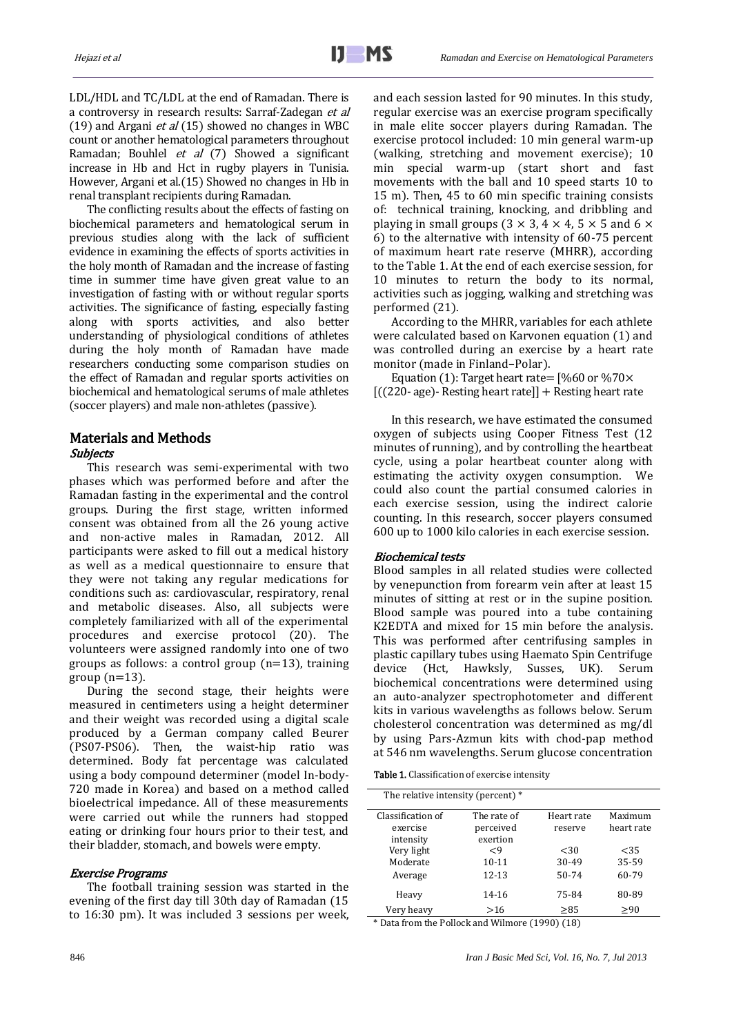LDL/HDL and TC/LDL at the end of Ramadan. There is a controversy in research results: Sarraf-Zadegan *et al* (19) and Argani *et al* (15) showed no changes in WBC count or another hematological parameters throughout Ramadan; Bouhlel *et al* (7) Showed a significant increase in Hb and Hct in rugby players in Tunisia. However, Argani et al.(15) Showed no changes in Hb in renal transplant recipients during Ramadan.

The conflicting results about the effects of fasting on biochemical parameters and hematological serum in previous studies along with the lack of sufficient evidence in examining the effects of sports activities in the holy month of Ramadan and the increase of fasting time in summer time have given great value to an investigation of fasting with or without regular sports activities. The significance of fasting, especially fasting along with sports activities, and also better understanding of physiological conditions of athletes during the holy month of Ramadan have made researchers conducting some comparison studies on the effect of Ramadan and regular sports activities on biochemical and hematological serums of male athletes (soccer players) and male non-athletes (passive).

## Materials and Methods

### *Subjects*

This research was semi-experimental with two phases which was performed before and after the Ramadan fasting in the experimental and the control groups. During the first stage, written informed consent was obtained from all the 26 young active and non-active males in Ramadan, 2012. All participants were asked to fill out a medical history as well as a medical questionnaire to ensure that they were not taking any regular medications for conditions such as: cardiovascular, respiratory, renal and metabolic diseases. Also, all subjects were completely familiarized with all of the experimental procedures and exercise protocol (20). The volunteers were assigned randomly into one of two groups as follows: a control group (n=13), training group (n=13).

During the second stage, their heights were measured in centimeters using a height determiner and their weight was recorded using a digital scale produced by a German company called Beurer (PS07-PS06). Then, the waist-hip ratio was determined. Body fat percentage was calculated using a body compound determiner (model In-body-720 made in Korea) and based on a method called bioelectrical impedance. All of these measurements were carried out while the runners had stopped eating or drinking four hours prior to their test, and their bladder, stomach, and bowels were empty.

### *Exercise Programs*

The football training session was started in the evening of the first day till 30th day of Ramadan (15 to 16:30 pm). It was included 3 sessions per week, and each session lasted for 90 minutes. In this study, regular exercise was an exercise program specifically in male elite soccer players during Ramadan. The exercise protocol included: 10 min general warm-up (walking, stretching and movement exercise); 10 min special warm-up (start short and fast movements with the ball and 10 speed starts 10 to 15 m). Then, 45 to 60 min specific training consists of: technical training, knocking, and dribbling and playing in small groups ($3 \times 3$, $4 \times 4$, $5 \times 5$ and $6 \times 6$) to the alternative with intensity of 60-75 percent of maximum heart rate reserve (MHRR), according to the Table 1. At the end of each exercise session, for 10 minutes to return the body to its normal, activities such as jogging, walking and stretching was performed (21).

According to the MHRR, variables for each athlete were calculated based on Karvonen equation (1) and was controlled during an exercise by a heart rate monitor (made in Finland–Polar).

Equation (1): Target heart rate= [%60 or %70× [((220- age)- Resting heart rate]] + Resting heart rate

In this research, we have estimated the consumed oxygen of subjects using Cooper Fitness Test (12 minutes of running), and by controlling the heartbeat cycle, using a polar heartbeat counter along with estimating the activity oxygen consumption. We could also count the partial consumed calories in each exercise session, using the indirect calorie counting. In this research, soccer players consumed 600 up to 1000 kilo calories in each exercise session.

### *Biochemical tests*

Blood samples in all related studies were collected by venepunction from forearm vein after at least 15 minutes of sitting at rest or in the supine position. Blood sample was poured into a tube containing K2EDTA and mixed for 15 min before the analysis. This was performed after centrifusing samples in plastic capillary tubes using Haemato Spin Centrifuge device (Hct, Hawksly, Susses, UK). Serum biochemical concentrations were determined using an auto-analyzer spectrophotometer and different kits in various wavelengths as follows below. Serum cholesterol concentration was determined as mg/dl by using Pars-Azmun kits with chod-pap method at 546 nm wavelengths. Serum glucose concentration

**Table 1.** Classification of exercise intensity

| The relative intensity (percent) * | | | |
|---|---|---|---|
| Classification of exercise intensity | The rate of perceived exertion | Heart rate reserve | Maximum heart rate |
| Very light | <9 | <30 | <35 |
| Moderate | 10-11 | 30-49 | 35-59 |
| Average | 12-13 | 50-74 | 60-79 |
| Heavy | 14-16 | 75-84 | 80-89 |
| Very heavy | >16 | ≥85 | ≥90 |

\* Data from the Pollock and Wilmore (1990) (18)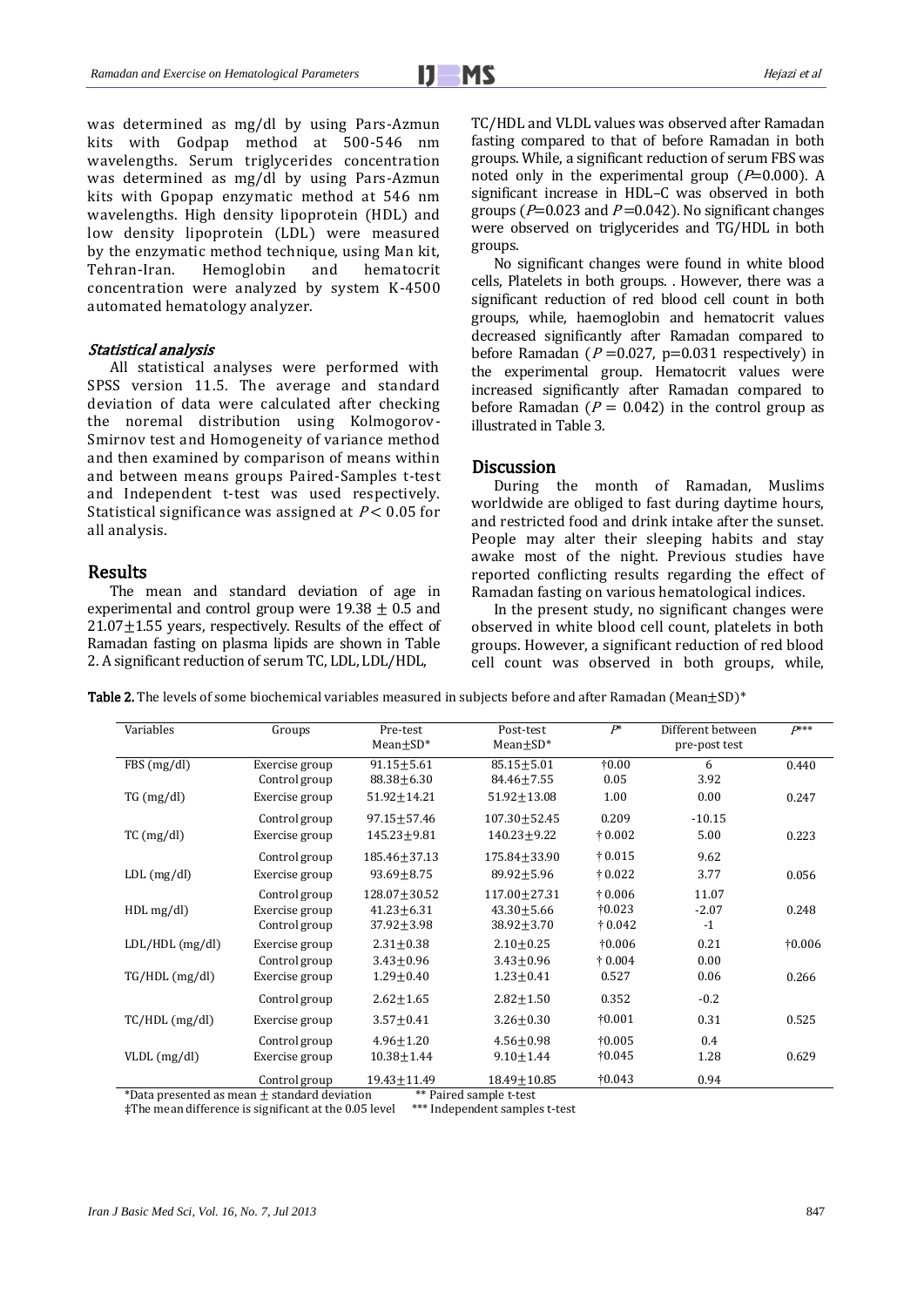was determined as mg/dl by using Pars-Azmun kits with Godpap method at 500-546 nm wavelengths. Serum triglycerides concentration was determined as mg/dl by using Pars-Azmun kits with Gpopap enzymatic method at 546 nm wavelengths. High density lipoprotein (HDL) and low density lipoprotein (LDL) were measured by the enzymatic method technique, using Man kit, Tehran-Iran. Hemoglobin and hematocrit concentration were analyzed by system K-4500 automated hematology analyzer.

### Statistical analysis

All statistical analyses were performed with SPSS version 11.5. The average and standard deviation of data were calculated after checking the noremal distribution using Kolmogorov-Smirnov test and Homogeneity of variance method and then examined by comparison of means within and between means groups Paired-Samples t-test and Independent t-test was used respectively. Statistical significance was assigned at $P < 0.05$ for all analysis.

## Results

The mean and standard deviation of age in experimental and control group were $19.38 \pm 0.5$ and $21.07 \pm 1.55$ years, respectively. Results of the effect of Ramadan fasting on plasma lipids are shown in Table 2. A significant reduction of serum TC, LDL, LDL/HDL, TC/HDL and VLDL values was observed after Ramadan fasting compared to that of before Ramadan in both groups. While, a significant reduction of serum FBS was noted only in the experimental group ($P$=0.000). A significant increase in HDL–C was observed in both groups ($P$=0.023 and $P$=0.042). No significant changes were observed on triglycerides and TG/HDL in both groups.

No significant changes were found in white blood cells, Platelets in both groups. . However, there was a significant reduction of red blood cell count in both groups, while, haemoglobin and hematocrit values decreased significantly after Ramadan compared to before Ramadan ($P$ =0.027, p=0.031 respectively) in the experimental group. Hematocrit values were increased significantly after Ramadan compared to before Ramadan ($P$ = 0.042) in the control group as illustrated in Table 3.

## Discussion

During the month of Ramadan, Muslims worldwide are obliged to fast during daytime hours, and restricted food and drink intake after the sunset. People may alter their sleeping habits and stay awake most of the night. Previous studies have reported conflicting results regarding the effect of Ramadan fasting on various hematological indices.

In the present study, no significant changes were observed in white blood cell count, platelets in both groups. However, a significant reduction of red blood cell count was observed in both groups, while,

**Table 2.** The levels of some biochemical variables measured in subjects before and after Ramadan (Mean±SD)*

| Variables | Groups | Pre-test Mean±SD* | Post-test Mean±SD* | $P$* | Different between pre-post test | $P$*** |
|---|---|---|---|---|---|---|
| FBS (mg/dl) | Exercise group | 91.15±5.61 | 85.15±5.01 | †0.00 | 6 | 0.440 |
| | Control group | 88.38±6.30 | 84.46±7.55 | 0.05 | 3.92 | |
| TG (mg/dl) | Exercise group | 51.92±14.21 | 51.92±13.08 | 1.00 | 0.00 | 0.247 |
| | Control group | 97.15±57.46 | 107.30±52.45 | 0.209 | -10.15 | |
| TC (mg/dl) | Exercise group | 145.23±9.81 | 140.23±9.22 | † 0.002 | 5.00 | 0.223 |
| | Control group | 185.46±37.13 | 175.84±33.90 | † 0.015 | 9.62 | |
| LDL (mg/dl) | Exercise group | 93.69±8.75 | 89.92±5.96 | † 0.022 | 3.77 | 0.056 |
| | Control group | 128.07±30.52 | 117.00±27.31 | † 0.006 | 11.07 | |
| HDL mg/dl) | Exercise group | 41.23±6.31 | 43.30±5.66 | †0.023 | -2.07 | 0.248 |
| | Control group | 37.92±3.98 | 38.92±3.70 | † 0.042 | -1 | |
| LDL/HDL (mg/dl) | Exercise group | 2.31±0.38 | 2.10±0.25 | †0.006 | 0.21 | †0.006 |
| | Control group | 3.43±0.96 | 3.43±0.96 | † 0.004 | 0.00 | |
| TG/HDL (mg/dl) | Exercise group | 1.29±0.40 | 1.23±0.41 | 0.527 | 0.06 | 0.266 |
| | Control group | 2.62±1.65 | 2.82±1.50 | 0.352 | -0.2 | |
| TC/HDL (mg/dl) | Exercise group | 3.57±0.41 | 3.26±0.30 | †0.001 | 0.31 | 0.525 |
| | Control group | 4.96±1.20 | 4.56±0.98 | †0.005 | 0.4 | |
| VLDL (mg/dl) | Exercise group | 10.38±1.44 | 9.10±1.44 | †0.045 | 1.28 | 0.629 |
| | Control group | 19.43±11.49 | 18.49±10.85 | †0.043 | 0.94 | |

*Data presented as mean ± standard deviation ** Paired sample t-test

‡The mean difference is significant at the 0.05 level *** Independent samples t-test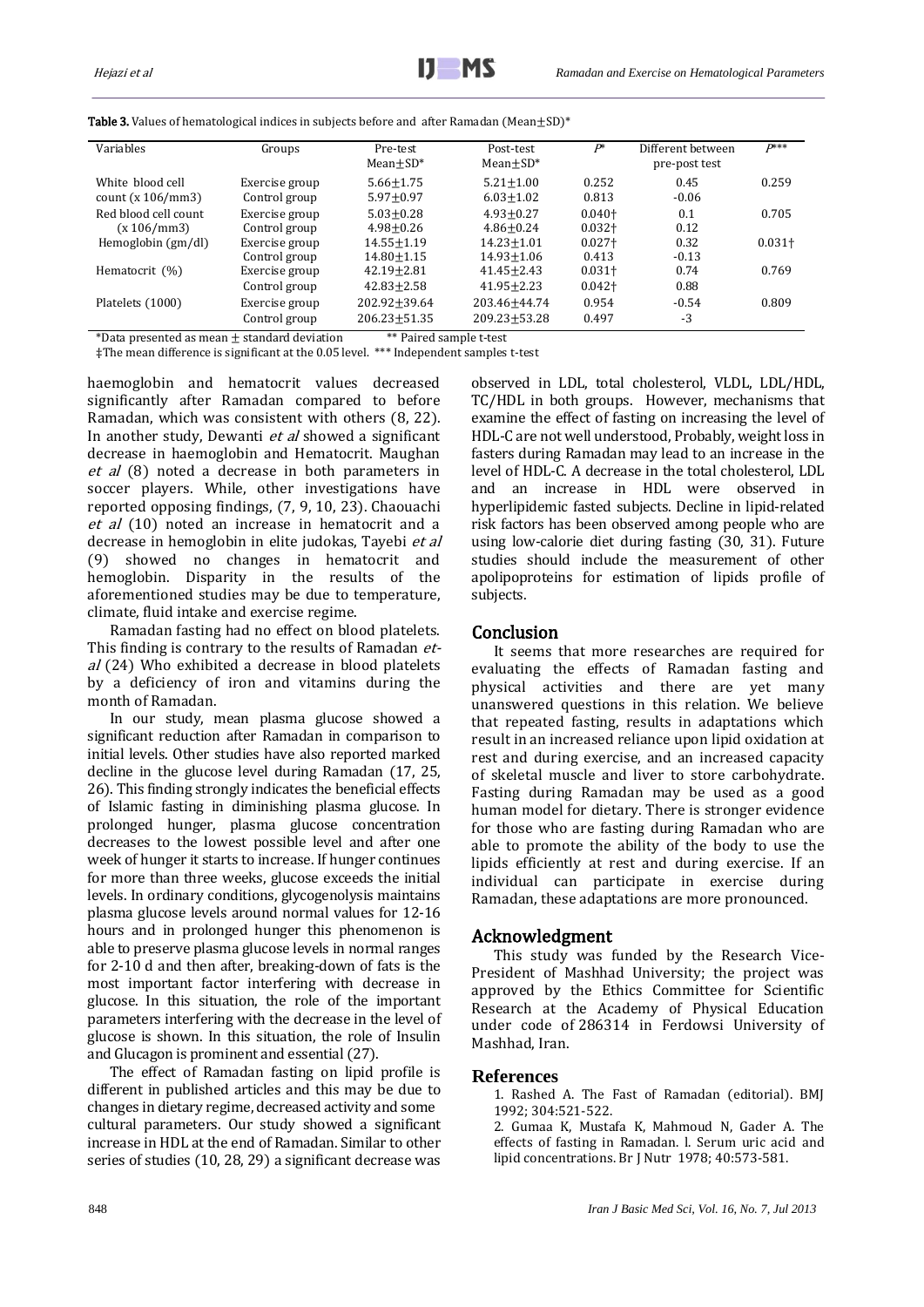**Table 3.** Values of hematological indices in subjects before and after Ramadan (Mean±SD)*

| Variables | Groups | Pre-test Mean±SD* | Post-test Mean±SD* | P* | Different between pre-post test | P*** |
|---|---|---|---|---|---|---|
| White blood cell count (x 106/mm3) | Exercise group | 5.66±1.75 | 5.21±1.00 | 0.252 | 0.45 | 0.259 |
| | Control group | 5.97±0.97 | 6.03±1.02 | 0.813 | -0.06 | |
| Red blood cell count (x 106/mm3) | Exercise group | 5.03±0.28 | 4.93±0.27 | 0.040† | 0.1 | 0.705 |
| | Control group | 4.98±0.26 | 4.86±0.24 | 0.032† | 0.12 | |
| Hemoglobin (gm/dl) | Exercise group | 14.55±1.19 | 14.23±1.01 | 0.027† | 0.32 | 0.031† |
| | Control group | 14.80±1.15 | 14.93±1.06 | 0.413 | -0.13 | |
| Hematocrit (%) | Exercise group | 42.19±2.81 | 41.45±2.43 | 0.031† | 0.74 | 0.769 |
| | Control group | 42.83±2.58 | 41.95±2.23 | 0.042† | 0.88 | |
| Platelets (1000) | Exercise group | 202.92±39.64 | 203.46±44.74 | 0.954 | -0.54 | 0.809 |
| | Control group | 206.23±51.35 | 209.23±53.28 | 0.497 | -3 | |

*Data presented as mean ± standard deviation ** Paired sample t-test

‡The mean difference is significant at the 0.05 level. *** Independent samples t-test

haemoglobin and hematocrit values decreased significantly after Ramadan compared to before Ramadan, which was consistent with others (8, 22). In another study, Dewanti *et al* showed a significant decrease in haemoglobin and Hematocrit. Maughan *et al* (8) noted a decrease in both parameters in soccer players. While, other investigations have reported opposing findings, (7, 9, 10, 23). Chaouachi *et al* (10) noted an increase in hematocrit and a decrease in hemoglobin in elite judokas, Tayebi *et al* (9) showed no changes in hematocrit and hemoglobin. Disparity in the results of the aforementioned studies may be due to temperature, climate, fluid intake and exercise regime.

Ramadan fasting had no effect on blood platelets. This finding is contrary to the results of Ramadan *et-al* (24) Who exhibited a decrease in blood platelets by a deficiency of iron and vitamins during the month of Ramadan.

In our study, mean plasma glucose showed a significant reduction after Ramadan in comparison to initial levels. Other studies have also reported marked decline in the glucose level during Ramadan (17, 25, 26). This finding strongly indicates the beneficial effects of Islamic fasting in diminishing plasma glucose. In prolonged hunger, plasma glucose concentration decreases to the lowest possible level and after one week of hunger it starts to increase. If hunger continues for more than three weeks, glucose exceeds the initial levels. In ordinary conditions, glycogenolysis maintains plasma glucose levels around normal values for 12-16 hours and in prolonged hunger this phenomenon is able to preserve plasma glucose levels in normal ranges for 2-10 d and then after, breaking-down of fats is the most important factor interfering with decrease in glucose. In this situation, the role of the important parameters interfering with the decrease in the level of glucose is shown. In this situation, the role of Insulin and Glucagon is prominent and essential (27).

The effect of Ramadan fasting on lipid profile is different in published articles and this may be due to changes in dietary regime, decreased activity and some cultural parameters. Our study showed a significant increase in HDL at the end of Ramadan. Similar to other series of studies (10, 28, 29) a significant decrease was observed in LDL, total cholesterol, VLDL, LDL/HDL, TC/HDL in both groups. However, mechanisms that examine the effect of fasting on increasing the level of HDL-C are not well understood, Probably, weight loss in fasters during Ramadan may lead to an increase in the level of HDL-C. A decrease in the total cholesterol, LDL and an increase in HDL were observed in hyperlipidemic fasted subjects. Decline in lipid-related risk factors has been observed among people who are using low-calorie diet during fasting (30, 31). Future studies should include the measurement of other apolipoproteins for estimation of lipids profile of subjects.

## Conclusion

It seems that more researches are required for evaluating the effects of Ramadan fasting and physical activities and there are yet many unanswered questions in this relation. We believe that repeated fasting, results in adaptations which result in an increased reliance upon lipid oxidation at rest and during exercise, and an increased capacity of skeletal muscle and liver to store carbohydrate. Fasting during Ramadan may be used as a good human model for dietary. There is stronger evidence for those who are fasting during Ramadan who are able to promote the ability of the body to use the lipids efficiently at rest and during exercise. If an individual can participate in exercise during Ramadan, these adaptations are more pronounced.

## Acknowledgment

This study was funded by the Research Vice-President of Mashhad University; the project was approved by the Ethics Committee for Scientific Research at the Academy of Physical Education under code of 286314 in Ferdowsi University of Mashhad, Iran.

## References

1. Rashed A. The Fast of Ramadan (editorial). BMJ 1992; 304:521-522.
2. Gumaa K, Mustafa K, Mahmoud N, Gader A. The effects of fasting in Ramadan. l. Serum uric acid and lipid concentrations. Br J Nutr 1978; 40:573-581.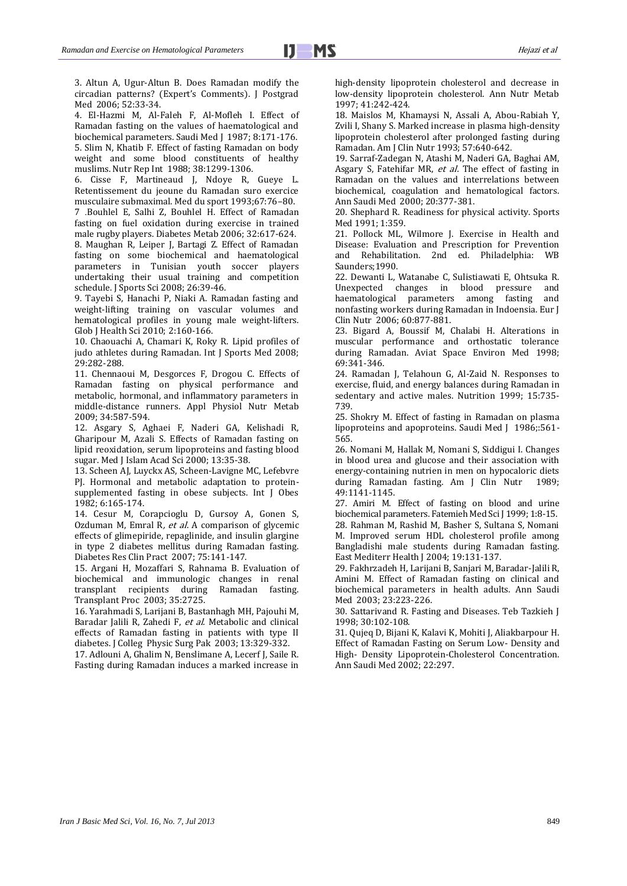3. Altun A, Ugur-Altun B. Does Ramadan modify the circadian patterns? (Expert's Comments). J Postgrad Med 2006; 52:33-34.

4. El-Hazmi M, Al-Faleh F, Al-Mofleh I. Effect of Ramadan fasting on the values of haematological and biochemical parameters. Saudi Med J 1987; 8:171-176.

5. Slim N, Khatib F. Effect of fasting Ramadan on body weight and some blood constituents of healthy muslims. Nutr Rep Int 1988; 38:1299-1306.

6. Cisse F, Martineaud J, Ndoye R, Gueye L. Retentissement du jeoune du Ramadan suro exercice musculaire submaximal. Med du sport 1993;67:76–80.

7 .Bouhlel E, Salhi Z, Bouhlel H. Effect of Ramadan fasting on fuel oxidation during exercise in trained male rugby players. Diabetes Metab 2006; 32:617-624.

8. Maughan R, Leiper J, Bartagi Z. Effect of Ramadan fasting on some biochemical and haematological parameters in Tunisian youth soccer players undertaking their usual training and competition schedule. J Sports Sci 2008; 26:39-46.

9. Tayebi S, Hanachi P, Niaki A. Ramadan fasting and weight-lifting training on vascular volumes and hematological profiles in young male weight-lifters. Glob J Health Sci 2010; 2:160-166.

10. Chaouachi A, Chamari K, Roky R. Lipid profiles of judo athletes during Ramadan. Int J Sports Med 2008; 29:282-288.

11. Chennaoui M, Desgorces F, Drogou C. Effects of Ramadan fasting on physical performance and metabolic, hormonal, and inflammatory parameters in middle-distance runners. Appl Physiol Nutr Metab 2009; 34:587-594.

12. Asgary S, Aghaei F, Naderi GA, Kelishadi R, Gharipour M, Azali S. Effects of Ramadan fasting on lipid reoxidation, serum lipoproteins and fasting blood sugar. Med J Islam Acad Sci 2000; 13:35-38.

13. Scheen AJ, Luyckx AS, Scheen-Lavigne MC, Lefebvre PJ. Hormonal and metabolic adaptation to protein-supplemented fasting in obese subjects. Int J Obes 1982; 6:165-174.

14. Cesur M, Corapcioglu D, Gursoy A, Gonen S, Ozduman M, Emral R, *et al*. A comparison of glycemic effects of glimepiride, repaglinide, and insulin glargine in type 2 diabetes mellitus during Ramadan fasting. Diabetes Res Clin Pract 2007; 75:141-147.

15. Argani H, Mozaffari S, Rahnama B. Evaluation of biochemical and immunologic changes in renal transplant recipients during Ramadan fasting. Transplant Proc 2003; 35:2725.

16. Yarahmadi S, Larijani B, Bastanhagh MH, Pajouhi M, Baradar Jalili R, Zahedi F, *et al*. Metabolic and clinical effects of Ramadan fasting in patients with type II diabetes. J Colleg Physic Surg Pak 2003; 13:329-332.

17. Adlouni A, Ghalim N, Benslimane A, Lecerf J, Saile R. Fasting during Ramadan induces a marked increase in high-density lipoprotein cholesterol and decrease in low-density lipoprotein cholesterol. Ann Nutr Metab 1997; 41:242-424.

18. Maislos M, Khamaysi N, Assali A, Abou-Rabiah Y, Zvili I, Shany S. Marked increase in plasma high-density lipoprotein cholesterol after prolonged fasting during Ramadan. Am J Clin Nutr 1993; 57:640-642.

19. Sarraf-Zadegan N, Atashi M, Naderi GA, Baghai AM, Asgary S, Fatehifar MR, *et al*. The effect of fasting in Ramadan on the values and interrelations between biochemical, coagulation and hematological factors. Ann Saudi Med 2000; 20:377-381.

20. Shephard R. Readiness for physical activity. Sports Med 1991; 1:359.

21. Pollock ML, Wilmore J. Exercise in Health and Disease: Evaluation and Prescription for Prevention and Rehabilitation. 2nd ed. Philadelphia: WB Saunders;1990.

22. Dewanti L, Watanabe C, Sulistiawati E, Ohtsuka R. Unexpected changes in blood pressure and haematological parameters among fasting and nonfasting workers during Ramadan in Indoensia. Eur J Clin Nutr 2006; 60:877-881.

23. Bigard A, Boussif M, Chalabi H. Alterations in muscular performance and orthostatic tolerance during Ramadan. Aviat Space Environ Med 1998; 69:341-346.

24. Ramadan J, Telahoun G, Al-Zaid N. Responses to exercise, fluid, and energy balances during Ramadan in sedentary and active males. Nutrition 1999; 15:735-739.

25. Shokry M. Effect of fasting in Ramadan on plasma lipoproteins and apoproteins. Saudi Med J 1986;:561-565.

26. Nomani M, Hallak M, Nomani S, Siddigui I. Changes in blood urea and glucose and their association with energy-containing nutrien in men on hypocaloric diets during Ramadan fasting. Am J Clin Nutr 1989; 49:1141-1145.

27. Amiri M. Effect of fasting on blood and urine biochemical parameters. Fatemieh Med Sci J 1999; 1:8-15.

28. Rahman M, Rashid M, Basher S, Sultana S, Nomani M. Improved serum HDL cholesterol profile among Bangladishi male students during Ramadan fasting. East Mediterr Health J 2004; 19:131-137.

29. Fakhrzadeh H, Larijani B, Sanjari M, Baradar-Jalili R, Amini M. Effect of Ramadan fasting on clinical and biochemical parameters in health adults. Ann Saudi Med 2003; 23:223-226.

30. Sattarivand R. Fasting and Diseases. Teb Tazkieh J 1998; 30:102-108.

31. Qujeq D, Bijani K, Kalavi K, Mohiti J, Aliakbarpour H. Effect of Ramadan Fasting on Serum Low- Density and High- Density Lipoprotein-Cholesterol Concentration. Ann Saudi Med 2002; 22:297.